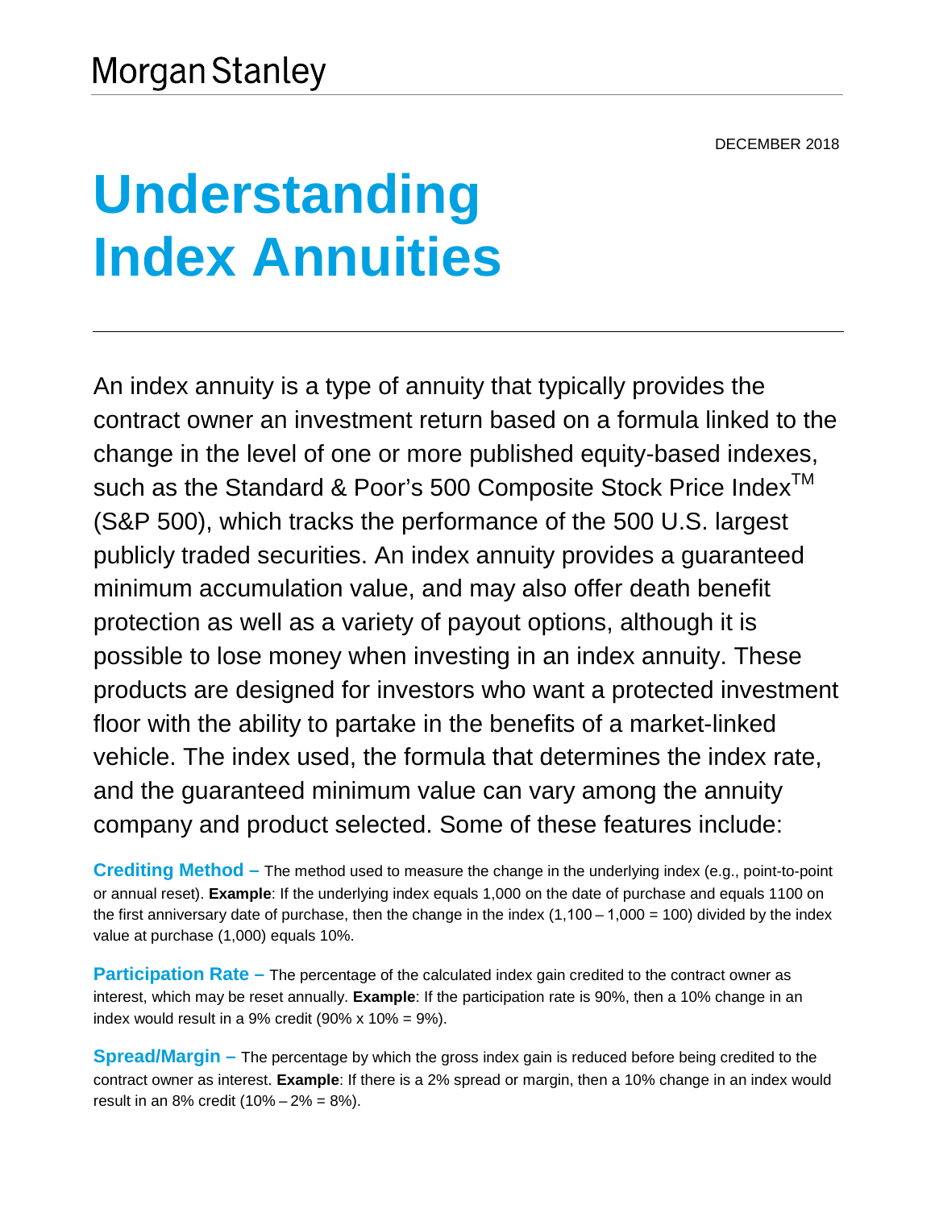Morgan Stanley

DECEMBER 2018

# Understanding Index Annuities

An index annuity is a type of annuity that typically provides the contract owner an investment return based on a formula linked to the change in the level of one or more published equity-based indexes, such as the Standard & Poor's 500 Composite Stock Price Index™ (S&P 500), which tracks the performance of the 500 U.S. largest publicly traded securities. An index annuity provides a guaranteed minimum accumulation value, and may also offer death benefit protection as well as a variety of payout options, although it is possible to lose money when investing in an index annuity. These products are designed for investors who want a protected investment floor with the ability to partake in the benefits of a market-linked vehicle. The index used, the formula that determines the index rate, and the guaranteed minimum value can vary among the annuity company and product selected. Some of these features include:

**Crediting Method –** The method used to measure the change in the underlying index (e.g., point-to-point or annual reset). **Example**: If the underlying index equals 1,000 on the date of purchase and equals 1100 on the first anniversary date of purchase, then the change in the index (1,100 – 1,000 = 100) divided by the index value at purchase (1,000) equals 10%.

**Participation Rate –** The percentage of the calculated index gain credited to the contract owner as interest, which may be reset annually. **Example**: If the participation rate is 90%, then a 10% change in an index would result in a 9% credit (90% x 10% = 9%).

**Spread/Margin –** The percentage by which the gross index gain is reduced before being credited to the contract owner as interest. **Example**: If there is a 2% spread or margin, then a 10% change in an index would result in an 8% credit (10% – 2% = 8%).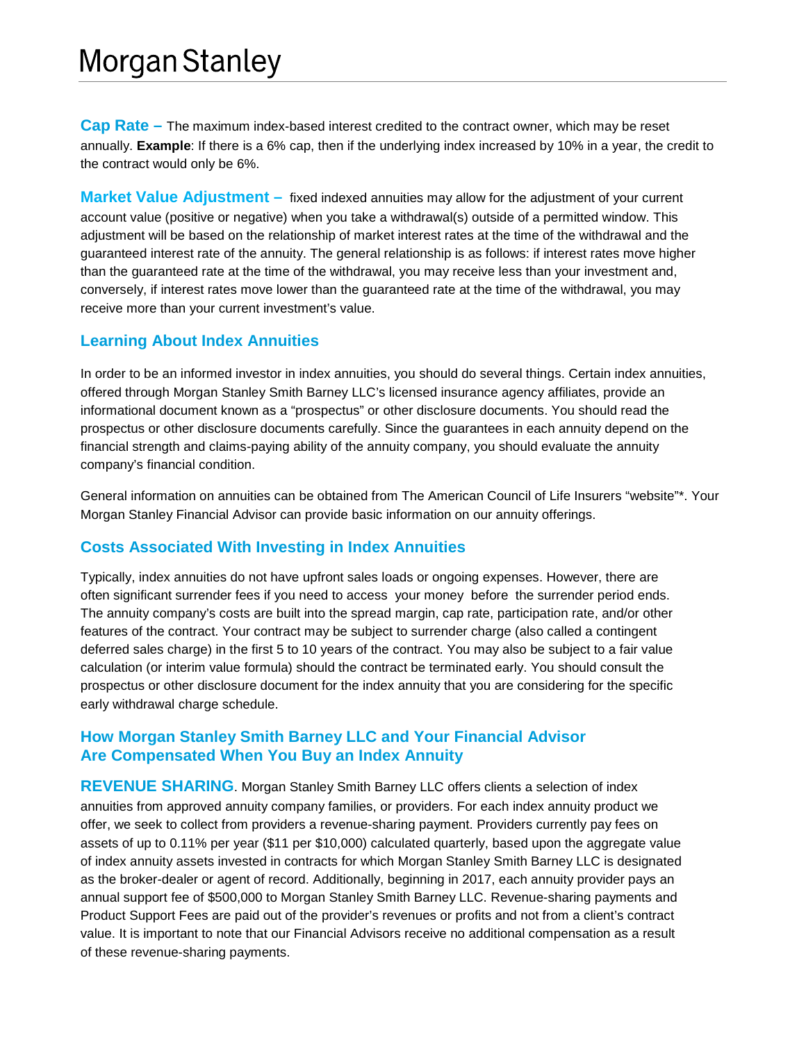**Cap Rate –** The maximum index-based interest credited to the contract owner, which may be reset annually. **Example**: If there is a 6% cap, then if the underlying index increased by 10% in a year, the credit to the contract would only be 6%.

**Market Value Adjustment –** fixed indexed annuities may allow for the adjustment of your current account value (positive or negative) when you take a withdrawal(s) outside of a permitted window. This adjustment will be based on the relationship of market interest rates at the time of the withdrawal and the guaranteed interest rate of the annuity. The general relationship is as follows: if interest rates move higher than the guaranteed rate at the time of the withdrawal, you may receive less than your investment and, conversely, if interest rates move lower than the guaranteed rate at the time of the withdrawal, you may receive more than your current investment's value.

## Learning About Index Annuities

In order to be an informed investor in index annuities, you should do several things. Certain index annuities, offered through Morgan Stanley Smith Barney LLC's licensed insurance agency affiliates, provide an informational document known as a "prospectus" or other disclosure documents. You should read the prospectus or other disclosure documents carefully. Since the guarantees in each annuity depend on the financial strength and claims-paying ability of the annuity company, you should evaluate the annuity company's financial condition.

General information on annuities can be obtained from The American Council of Life Insurers "website"*. Your Morgan Stanley Financial Advisor can provide basic information on our annuity offerings.

## Costs Associated With Investing in Index Annuities

Typically, index annuities do not have upfront sales loads or ongoing expenses. However, there are often significant surrender fees if you need to access your money before the surrender period ends. The annuity company's costs are built into the spread margin, cap rate, participation rate, and/or other features of the contract. Your contract may be subject to surrender charge (also called a contingent deferred sales charge) in the first 5 to 10 years of the contract. You may also be subject to a fair value calculation (or interim value formula) should the contract be terminated early. You should consult the prospectus or other disclosure document for the index annuity that you are considering for the specific early withdrawal charge schedule.

## How Morgan Stanley Smith Barney LLC and Your Financial Advisor Are Compensated When You Buy an Index Annuity

**REVENUE SHARING**. Morgan Stanley Smith Barney LLC offers clients a selection of index annuities from approved annuity company families, or providers. For each index annuity product we offer, we seek to collect from providers a revenue-sharing payment. Providers currently pay fees on assets of up to 0.11% per year ($11 per $10,000) calculated quarterly, based upon the aggregate value of index annuity assets invested in contracts for which Morgan Stanley Smith Barney LLC is designated as the broker-dealer or agent of record. Additionally, beginning in 2017, each annuity provider pays an annual support fee of $500,000 to Morgan Stanley Smith Barney LLC. Revenue-sharing payments and Product Support Fees are paid out of the provider's revenues or profits and not from a client's contract value. It is important to note that our Financial Advisors receive no additional compensation as a result of these revenue-sharing payments.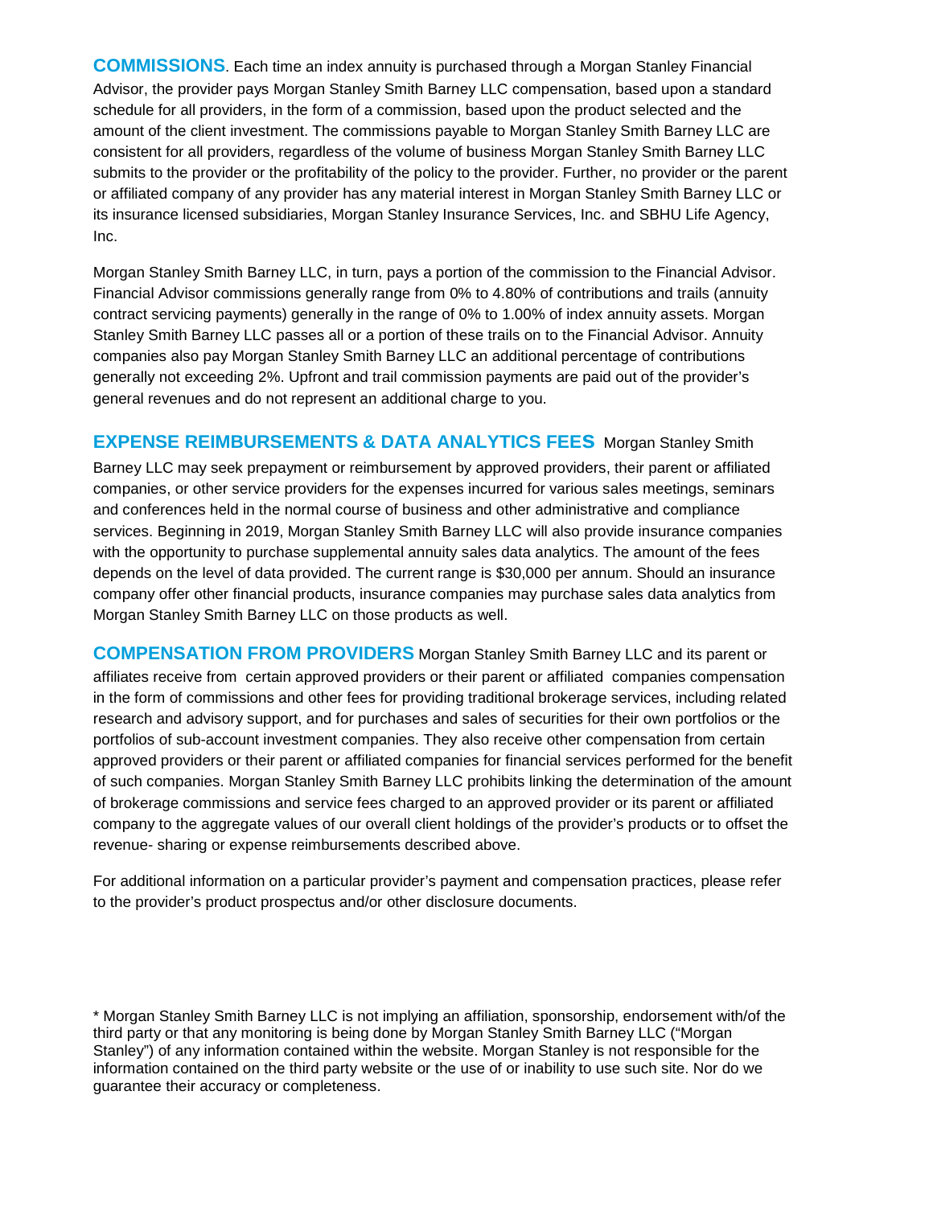**COMMISSIONS**. Each time an index annuity is purchased through a Morgan Stanley Financial Advisor, the provider pays Morgan Stanley Smith Barney LLC compensation, based upon a standard schedule for all providers, in the form of a commission, based upon the product selected and the amount of the client investment. The commissions payable to Morgan Stanley Smith Barney LLC are consistent for all providers, regardless of the volume of business Morgan Stanley Smith Barney LLC submits to the provider or the profitability of the policy to the provider. Further, no provider or the parent or affiliated company of any provider has any material interest in Morgan Stanley Smith Barney LLC or its insurance licensed subsidiaries, Morgan Stanley Insurance Services, Inc. and SBHU Life Agency, Inc.

Morgan Stanley Smith Barney LLC, in turn, pays a portion of the commission to the Financial Advisor. Financial Advisor commissions generally range from 0% to 4.80% of contributions and trails (annuity contract servicing payments) generally in the range of 0% to 1.00% of index annuity assets. Morgan Stanley Smith Barney LLC passes all or a portion of these trails on to the Financial Advisor. Annuity companies also pay Morgan Stanley Smith Barney LLC an additional percentage of contributions generally not exceeding 2%. Upfront and trail commission payments are paid out of the provider's general revenues and do not represent an additional charge to you.

**EXPENSE REIMBURSEMENTS & DATA ANALYTICS FEES** Morgan Stanley Smith Barney LLC may seek prepayment or reimbursement by approved providers, their parent or affiliated companies, or other service providers for the expenses incurred for various sales meetings, seminars and conferences held in the normal course of business and other administrative and compliance services. Beginning in 2019, Morgan Stanley Smith Barney LLC will also provide insurance companies with the opportunity to purchase supplemental annuity sales data analytics. The amount of the fees depends on the level of data provided. The current range is $30,000 per annum. Should an insurance company offer other financial products, insurance companies may purchase sales data analytics from Morgan Stanley Smith Barney LLC on those products as well.

**COMPENSATION FROM PROVIDERS** Morgan Stanley Smith Barney LLC and its parent or affiliates receive from certain approved providers or their parent or affiliated companies compensation in the form of commissions and other fees for providing traditional brokerage services, including related research and advisory support, and for purchases and sales of securities for their own portfolios or the portfolios of sub-account investment companies. They also receive other compensation from certain approved providers or their parent or affiliated companies for financial services performed for the benefit of such companies. Morgan Stanley Smith Barney LLC prohibits linking the determination of the amount of brokerage commissions and service fees charged to an approved provider or its parent or affiliated company to the aggregate values of our overall client holdings of the provider's products or to offset the revenue- sharing or expense reimbursements described above.

For additional information on a particular provider's payment and compensation practices, please refer to the provider's product prospectus and/or other disclosure documents.

* Morgan Stanley Smith Barney LLC is not implying an affiliation, sponsorship, endorsement with/of the third party or that any monitoring is being done by Morgan Stanley Smith Barney LLC ("Morgan Stanley") of any information contained within the website. Morgan Stanley is not responsible for the information contained on the third party website or the use of or inability to use such site. Nor do we guarantee their accuracy or completeness.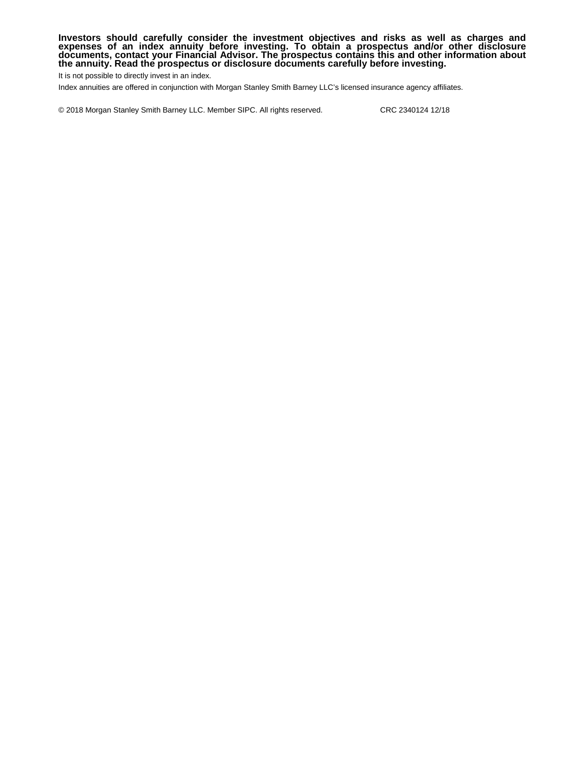**Investors should carefully consider the investment objectives and risks as well as charges and expenses of an index annuity before investing. To obtain a prospectus and/or other disclosure documents, contact your Financial Advisor. The prospectus contains this and other information about the annuity. Read the prospectus or disclosure documents carefully before investing.**

It is not possible to directly invest in an index.

Index annuities are offered in conjunction with Morgan Stanley Smith Barney LLC's licensed insurance agency affiliates.

© 2018 Morgan Stanley Smith Barney LLC. Member SIPC. All rights reserved. CRC 2340124 12/18